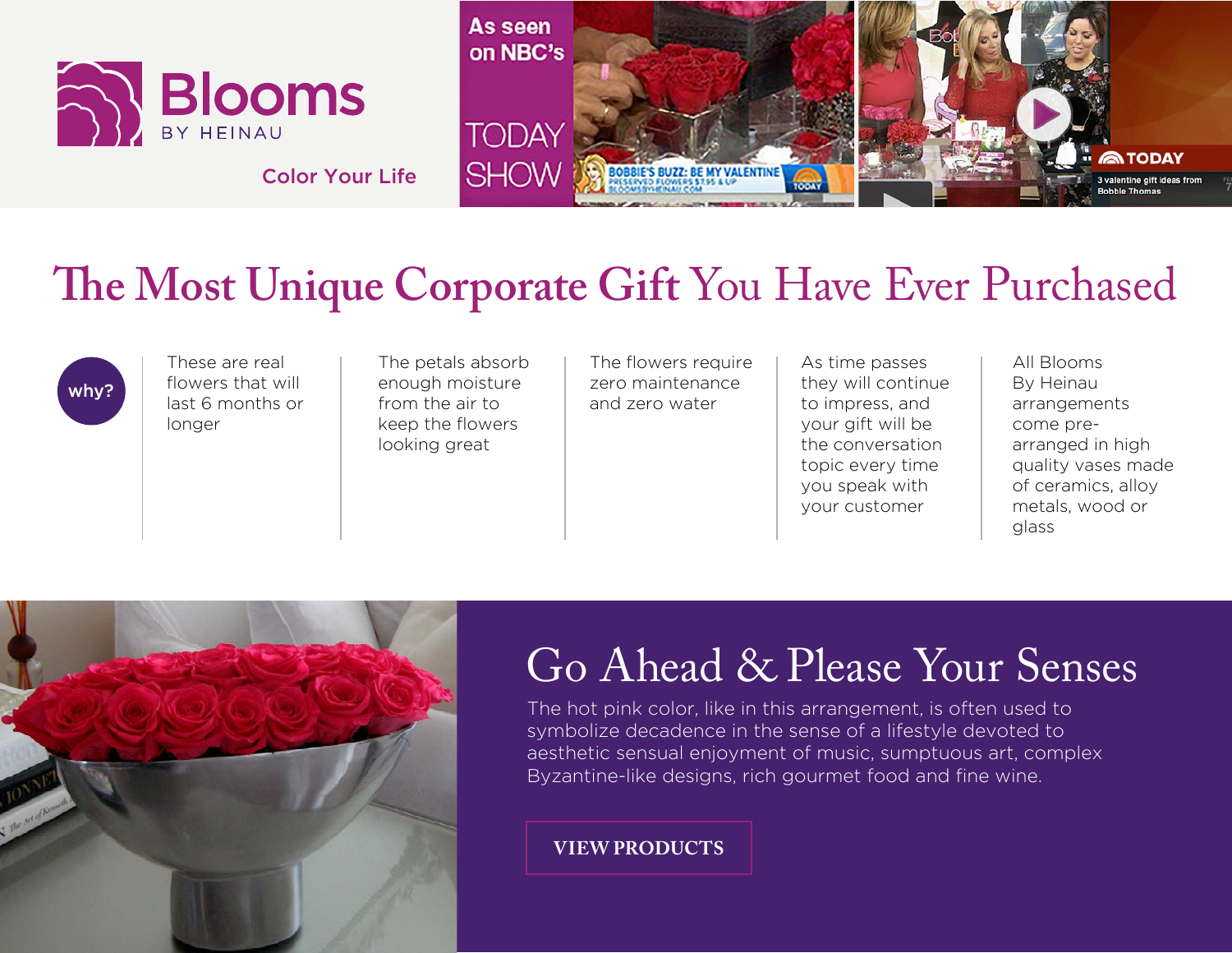# Blooms

BY HEINAU

Color Your Life

As seen on NBC's TODAY SHOW

## The Most Unique Corporate Gift You Have Ever Purchased

**why?**

- These are real flowers that will last 6 months or longer
- The petals absorb enough moisture from the air to keep the flowers looking great
- The flowers require zero maintenance and zero water
- As time passes they will continue to impress, and your gift will be the conversation topic every time you speak with your customer
- All Blooms By Heinau arrangements come pre-arranged in high quality vases made of ceramics, alloy metals, wood or glass

## Go Ahead & Please Your Senses

The hot pink color, like in this arrangement, is often used to symbolize decadence in the sense of a lifestyle devoted to aesthetic sensual enjoyment of music, sumptuous art, complex Byzantine-like designs, rich gourmet food and fine wine.

VIEW PRODUCTS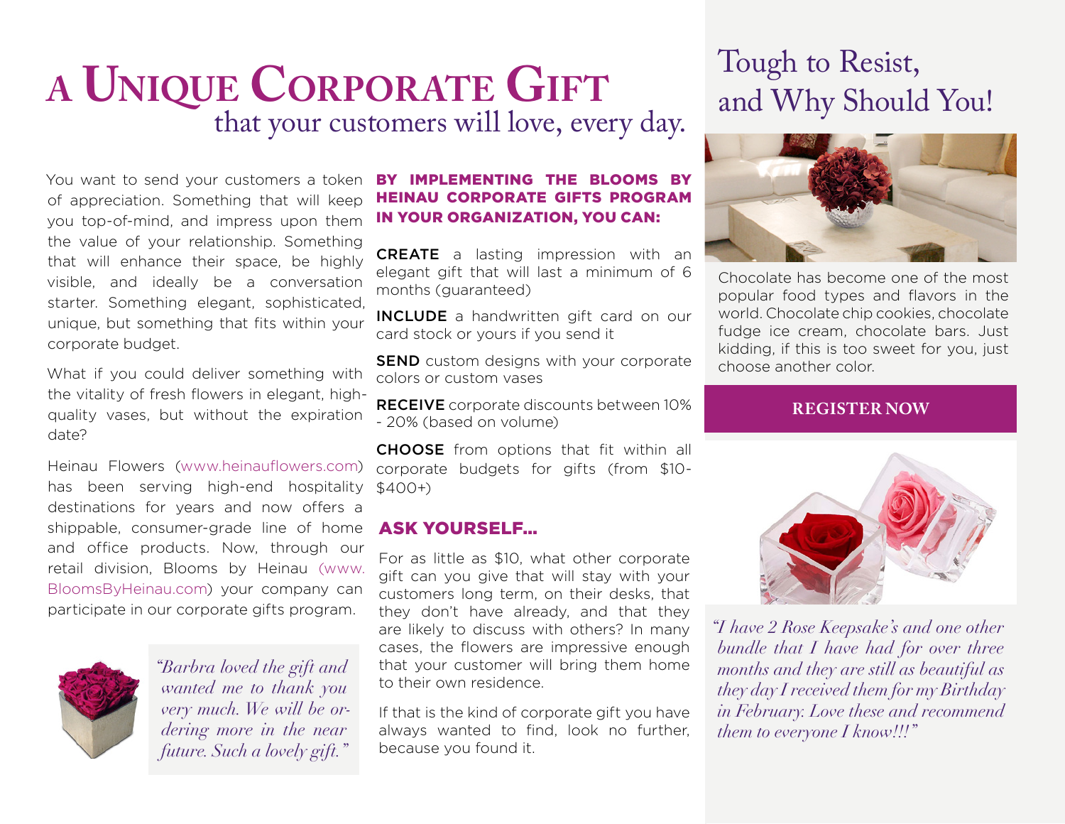# A Unique Corporate Gift
## that your customers will love, every day.

You want to send your customers a token of appreciation. Something that will keep you top-of-mind, and impress upon them the value of your relationship. Something that will enhance their space, be highly visible, and ideally be a conversation starter. Something elegant, sophisticated, unique, but something that fits within your corporate budget.

What if you could deliver something with the vitality of fresh flowers in elegant, high-quality vases, but without the expiration date?

Heinau Flowers (www.heinauflowers.com) has been serving high-end hospitality destinations for years and now offers a shippable, consumer-grade line of home and office products. Now, through our retail division, Blooms by Heinau (www.BloomsByHeinau.com) your company can participate in our corporate gifts program.

*"Barbra loved the gift and wanted me to thank you very much. We will be ordering more in the near future. Such a lovely gift."*

**BY IMPLEMENTING THE BLOOMS BY HEINAU CORPORATE GIFTS PROGRAM IN YOUR ORGANIZATION, YOU CAN:**

**CREATE** a lasting impression with an elegant gift that will last a minimum of 6 months (guaranteed)

**INCLUDE** a handwritten gift card on our card stock or yours if you send it

**SEND** custom designs with your corporate colors or custom vases

**RECEIVE** corporate discounts between 10% - 20% (based on volume)

**CHOOSE** from options that fit within all corporate budgets for gifts (from $10-$400+)

### ASK YOURSELF...

For as little as $10, what other corporate gift can you give that will stay with your customers long term, on their desks, that they don't have already, and that they are likely to discuss with others? In many cases, the flowers are impressive enough that your customer will bring them home to their own residence.

If that is the kind of corporate gift you have always wanted to find, look no further, because you found it.

## Tough to Resist, and Why Should You!

Chocolate has become one of the most popular food types and flavors in the world. Chocolate chip cookies, chocolate fudge ice cream, chocolate bars. Just kidding, if this is too sweet for you, just choose another color.

**REGISTER NOW**

*"I have 2 Rose Keepsake's and one other bundle that I have had for over three months and they are still as beautiful as they day I received them for my Birthday in February. Love these and recommend them to everyone I know!!!"*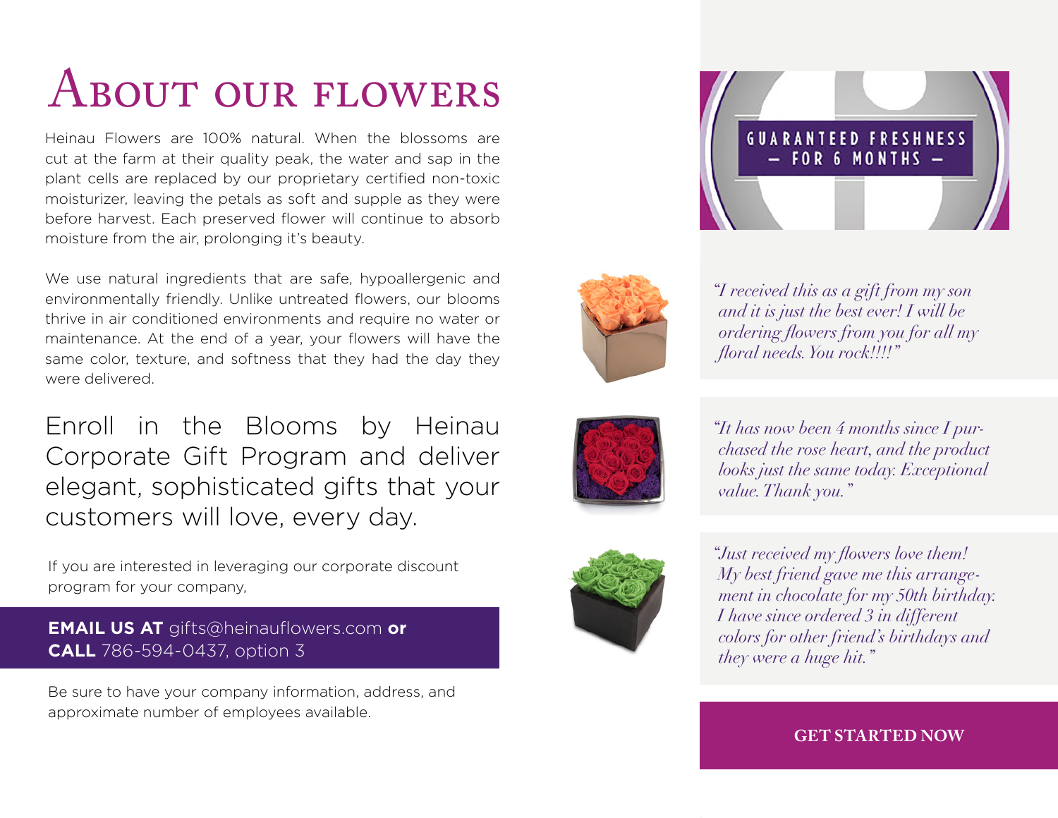# About our flowers

Heinau Flowers are 100% natural. When the blossoms are cut at the farm at their quality peak, the water and sap in the plant cells are replaced by our proprietary certified non-toxic moisturizer, leaving the petals as soft and supple as they were before harvest. Each preserved flower will continue to absorb moisture from the air, prolonging it's beauty.

We use natural ingredients that are safe, hypoallergenic and environmentally friendly. Unlike untreated flowers, our blooms thrive in air conditioned environments and require no water or maintenance. At the end of a year, your flowers will have the same color, texture, and softness that they had the day they were delivered.

Enroll in the Blooms by Heinau Corporate Gift Program and deliver elegant, sophisticated gifts that your customers will love, every day.

If you are interested in leveraging our corporate discount program for your company,

**EMAIL US AT** gifts@heinauflowers.com **or CALL** 786-594-0437, option 3

Be sure to have your company information, address, and approximate number of employees available.

GUARANTEED FRESHNESS – FOR 6 MONTHS –

*"I received this as a gift from my son and it is just the best ever! I will be ordering flowers from you for all my floral needs. You rock!!!!"*

*"It has now been 4 months since I purchased the rose heart, and the product looks just the same today. Exceptional value. Thank you."*

*"Just received my flowers love them! My best friend gave me this arrangement in chocolate for my 50th birthday. I have since ordered 3 in different colors for other friend's birthdays and they were a huge hit."*

**GET STARTED NOW**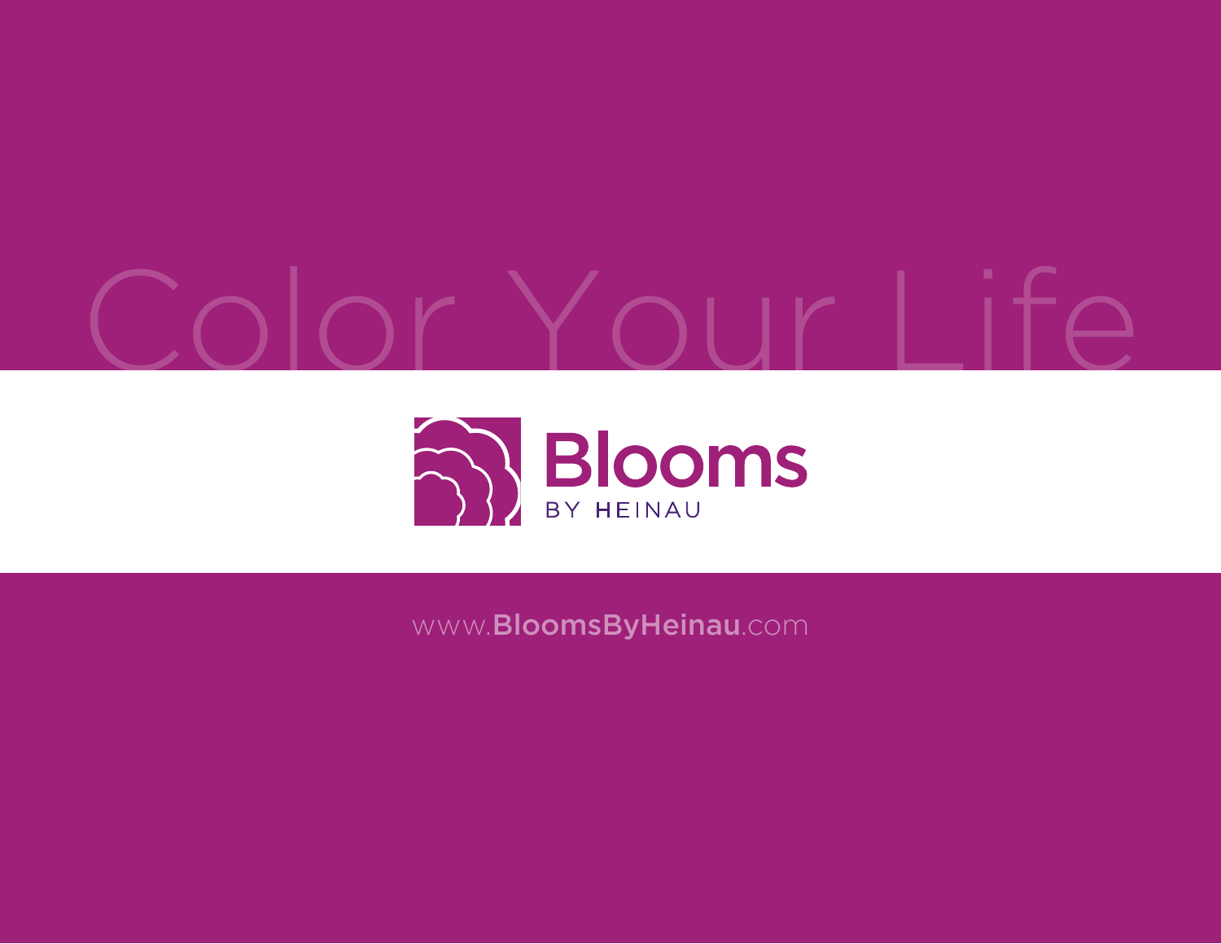# Color Your Life

**Blooms**

BY HEINAU

www.**BloomsByHeinau**.com